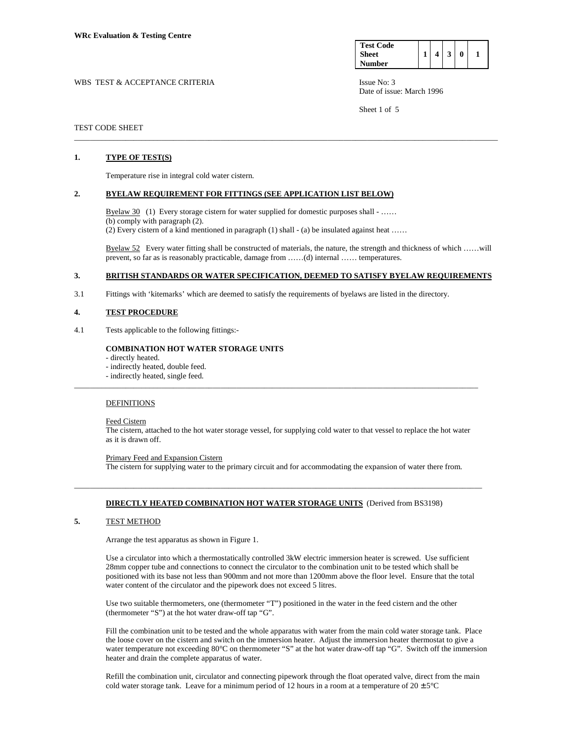**WRc Evaluation & Testing Centre**

| Test Code Sheet Number | 1 | 4 | 3 | 0 | 1 |
|---|---|---|---|---|---|

WBS TEST & ACCEPTANCE CRITERIA

Issue No: 3
Date of issue: March 1996

TEST CODE SHEET

---

## 1. TYPE OF TEST(S)

Temperature rise in integral cold water cistern.

## 2. BYELAW REQUIREMENT FOR FITTINGS (SEE APPLICATION LIST BELOW)

Byelaw 30 (1) Every storage cistern for water supplied for domestic purposes shall - ……
(b) comply with paragraph (2).
(2) Every cistern of a kind mentioned in paragraph (1) shall - (a) be insulated against heat ……

Byelaw 52 Every water fitting shall be constructed of materials, the nature, the strength and thickness of which ……will prevent, so far as is reasonably practicable, damage from ……(d) internal …… temperatures.

## 3. BRITISH STANDARDS OR WATER SPECIFICATION, DEEMED TO SATISFY BYELAW REQUIREMENTS

3.1 Fittings with 'kitemarks' which are deemed to satisfy the requirements of byelaws are listed in the directory.

## 4. TEST PROCEDURE

4.1 Tests applicable to the following fittings:-

**COMBINATION HOT WATER STORAGE UNITS**

- directly heated.
- indirectly heated, double feed.
- indirectly heated, single feed.

---

DEFINITIONS

Feed Cistern
The cistern, attached to the hot water storage vessel, for supplying cold water to that vessel to replace the hot water as it is drawn off.

Primary Feed and Expansion Cistern
The cistern for supplying water to the primary circuit and for accommodating the expansion of water there from.

---

**DIRECTLY HEATED COMBINATION HOT WATER STORAGE UNITS** (Derived from BS3198)

## 5. TEST METHOD

Arrange the test apparatus as shown in Figure 1.

Use a circulator into which a thermostatically controlled 3kW electric immersion heater is screwed. Use sufficient 28mm copper tube and connections to connect the circulator to the combination unit to be tested which shall be positioned with its base not less than 900mm and not more than 1200mm above the floor level. Ensure that the total water content of the circulator and the pipework does not exceed 5 litres.

Use two suitable thermometers, one (thermometer "T") positioned in the water in the feed cistern and the other (thermometer "S") at the hot water draw-off tap "G".

Fill the combination unit to be tested and the whole apparatus with water from the main cold water storage tank. Place the loose cover on the cistern and switch on the immersion heater. Adjust the immersion heater thermostat to give a water temperature not exceeding 80°C on thermometer "S" at the hot water draw-off tap "G". Switch off the immersion heater and drain the complete apparatus of water.

Refill the combination unit, circulator and connecting pipework through the float operated valve, direct from the main cold water storage tank. Leave for a minimum period of 12 hours in a room at a temperature of 20 ± 5°C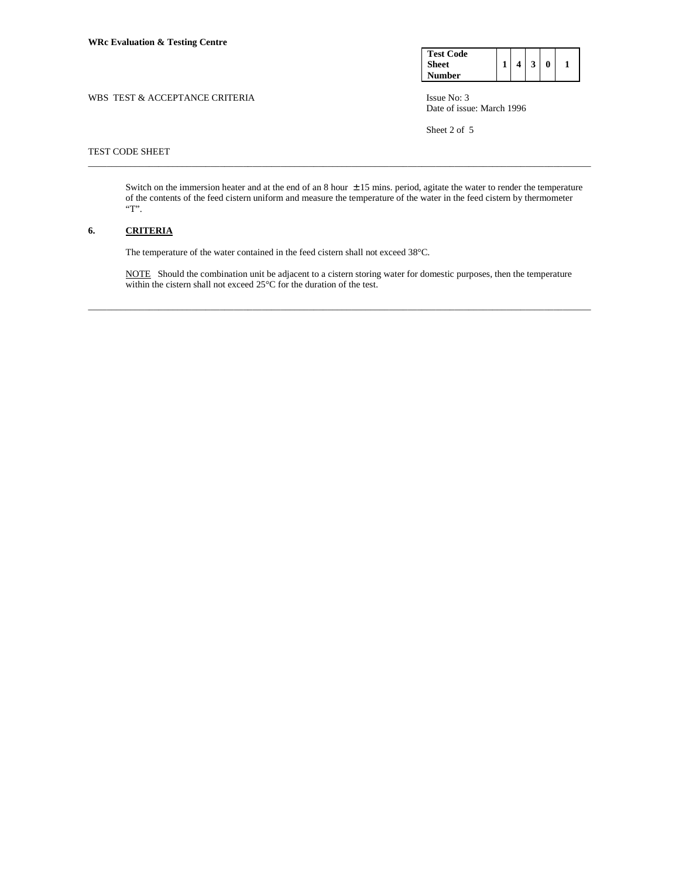Switch on the immersion heater and at the end of an 8 hour $\pm$ 15 mins. period, agitate the water to render the temperature of the contents of the feed cistern uniform and measure the temperature of the water in the feed cistern by thermometer "T".

## 6. CRITERIA

The temperature of the water contained in the feed cistern shall not exceed 38°C.

NOTE Should the combination unit be adjacent to a cistern storing water for domestic purposes, then the temperature within the cistern shall not exceed 25°C for the duration of the test.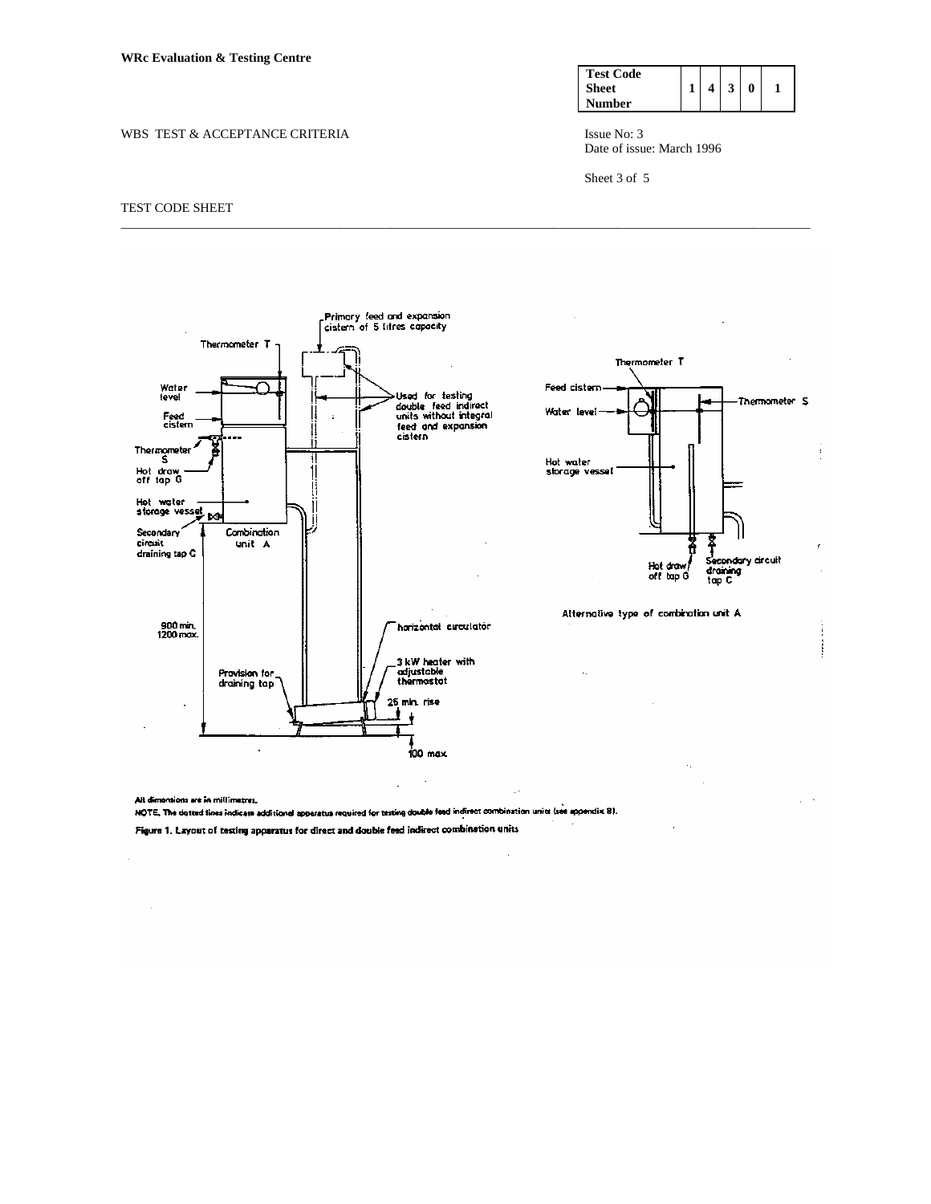**WRc Evaluation & Testing Centre**

| Test Code Sheet Number | 1 | 4 | 3 | 0 | 1 |
|---|---|---|---|---|---|

WBS TEST & ACCEPTANCE CRITERIA

Issue No: 3
Date of issue: March 1996

TEST CODE SHEET

Primary feed and expansion cistern of 5 litres capacity

Thermometer T

Water level

Feed cistern

Thermometer S

Hot draw off tap G

Hot water storage vessel

Secondary circuit draining tap C

Combination unit A

Used for testing double feed indirect units without integral feed and expansion cistern

900 min. 1200 max.

horizontal circulator

3 kW heater with adjustable thermostat

Provision for draining tap

25 min. rise

100 max.

Thermometer T

Feed cistern

Water level

Thermometer S

Hot water storage vessel

Hot draw off tap G

Secondary circuit draining tap C

Alternative type of combination unit A

All dimensions are in millimetres.

NOTE. The dotted lines indicate additional apparatus required for testing double feed indirect combination units (see appendix B).

Figure 1. Layout of testing apparatus for direct and double feed indirect combination units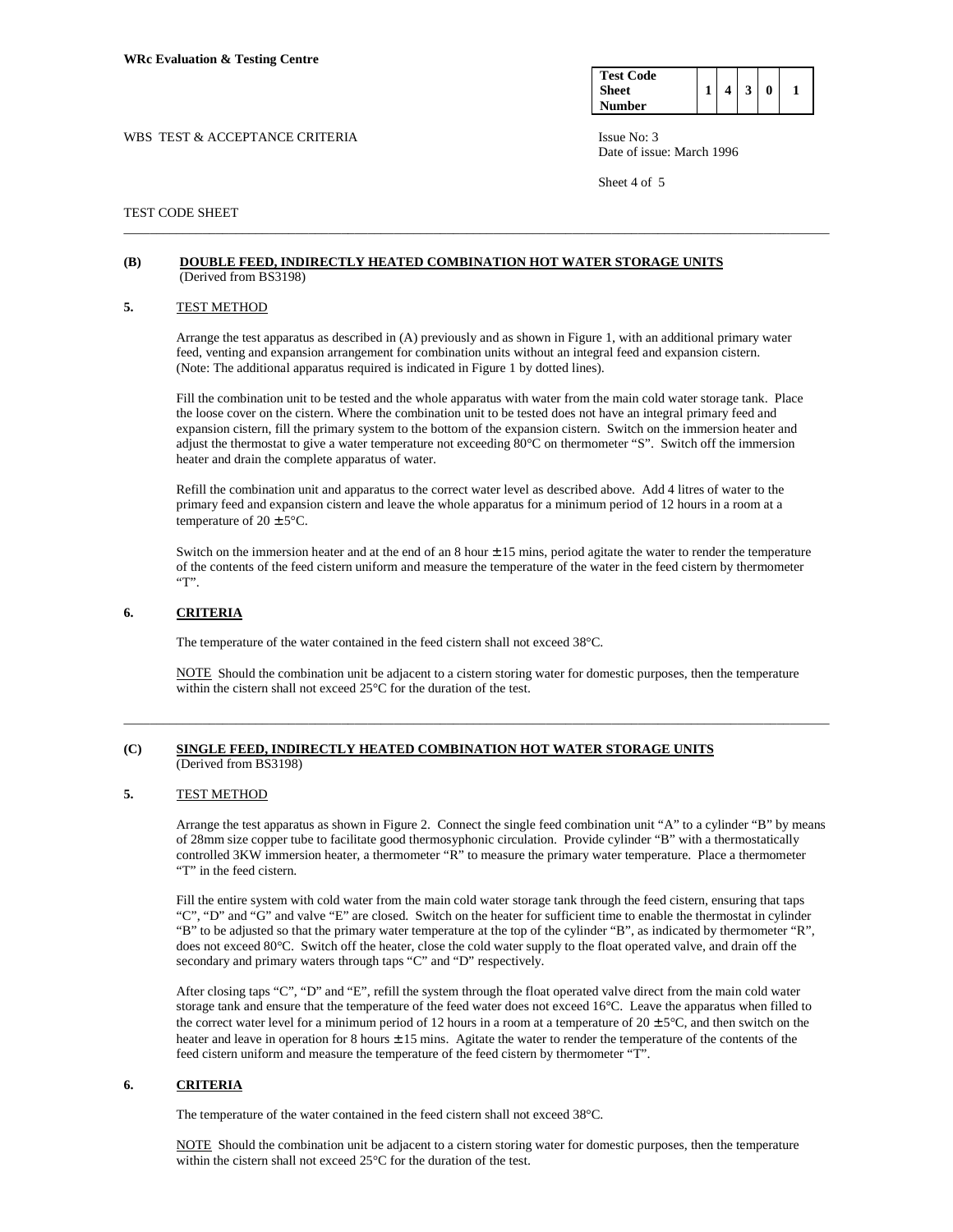**WRc Evaluation & Testing Centre**

| Test Code Sheet Number | 1 | 4 | 3 | 0 | 1 |
|---|---|---|---|---|---|

WBS TEST & ACCEPTANCE CRITERIA

Issue No: 3
Date of issue: March 1996

TEST CODE SHEET

---

### (B) DOUBLE FEED, INDIRECTLY HEATED COMBINATION HOT WATER STORAGE UNITS
(Derived from BS3198)

#### 5. TEST METHOD

Arrange the test apparatus as described in (A) previously and as shown in Figure 1, with an additional primary water feed, venting and expansion arrangement for combination units without an integral feed and expansion cistern. (Note: The additional apparatus required is indicated in Figure 1 by dotted lines).

Fill the combination unit to be tested and the whole apparatus with water from the main cold water storage tank. Place the loose cover on the cistern. Where the combination unit to be tested does not have an integral primary feed and expansion cistern, fill the primary system to the bottom of the expansion cistern. Switch on the immersion heater and adjust the thermostat to give a water temperature not exceeding 80°C on thermometer "S". Switch off the immersion heater and drain the complete apparatus of water.

Refill the combination unit and apparatus to the correct water level as described above. Add 4 litres of water to the primary feed and expansion cistern and leave the whole apparatus for a minimum period of 12 hours in a room at a temperature of 20 ± 5°C.

Switch on the immersion heater and at the end of an 8 hour ± 15 mins, period agitate the water to render the temperature of the contents of the feed cistern uniform and measure the temperature of the water in the feed cistern by thermometer "T".

#### 6. CRITERIA

The temperature of the water contained in the feed cistern shall not exceed 38°C.

NOTE Should the combination unit be adjacent to a cistern storing water for domestic purposes, then the temperature within the cistern shall not exceed 25°C for the duration of the test.

---

### (C) SINGLE FEED, INDIRECTLY HEATED COMBINATION HOT WATER STORAGE UNITS
(Derived from BS3198)

#### 5. TEST METHOD

Arrange the test apparatus as shown in Figure 2. Connect the single feed combination unit "A" to a cylinder "B" by means of 28mm size copper tube to facilitate good thermosyphonic circulation. Provide cylinder "B" with a thermostatically controlled 3KW immersion heater, a thermometer "R" to measure the primary water temperature. Place a thermometer "T" in the feed cistern.

Fill the entire system with cold water from the main cold water storage tank through the feed cistern, ensuring that taps "C", "D" and "G" and valve "E" are closed. Switch on the heater for sufficient time to enable the thermostat in cylinder "B" to be adjusted so that the primary water temperature at the top of the cylinder "B", as indicated by thermometer "R", does not exceed 80°C. Switch off the heater, close the cold water supply to the float operated valve, and drain off the secondary and primary waters through taps "C" and "D" respectively.

After closing taps "C", "D" and "E", refill the system through the float operated valve direct from the main cold water storage tank and ensure that the temperature of the feed water does not exceed 16°C. Leave the apparatus when filled to the correct water level for a minimum period of 12 hours in a room at a temperature of 20 ± 5°C, and then switch on the heater and leave in operation for 8 hours ± 15 mins. Agitate the water to render the temperature of the contents of the feed cistern uniform and measure the temperature of the feed cistern by thermometer "T".

#### 6. CRITERIA

The temperature of the water contained in the feed cistern shall not exceed 38°C.

NOTE Should the combination unit be adjacent to a cistern storing water for domestic purposes, then the temperature within the cistern shall not exceed 25°C for the duration of the test.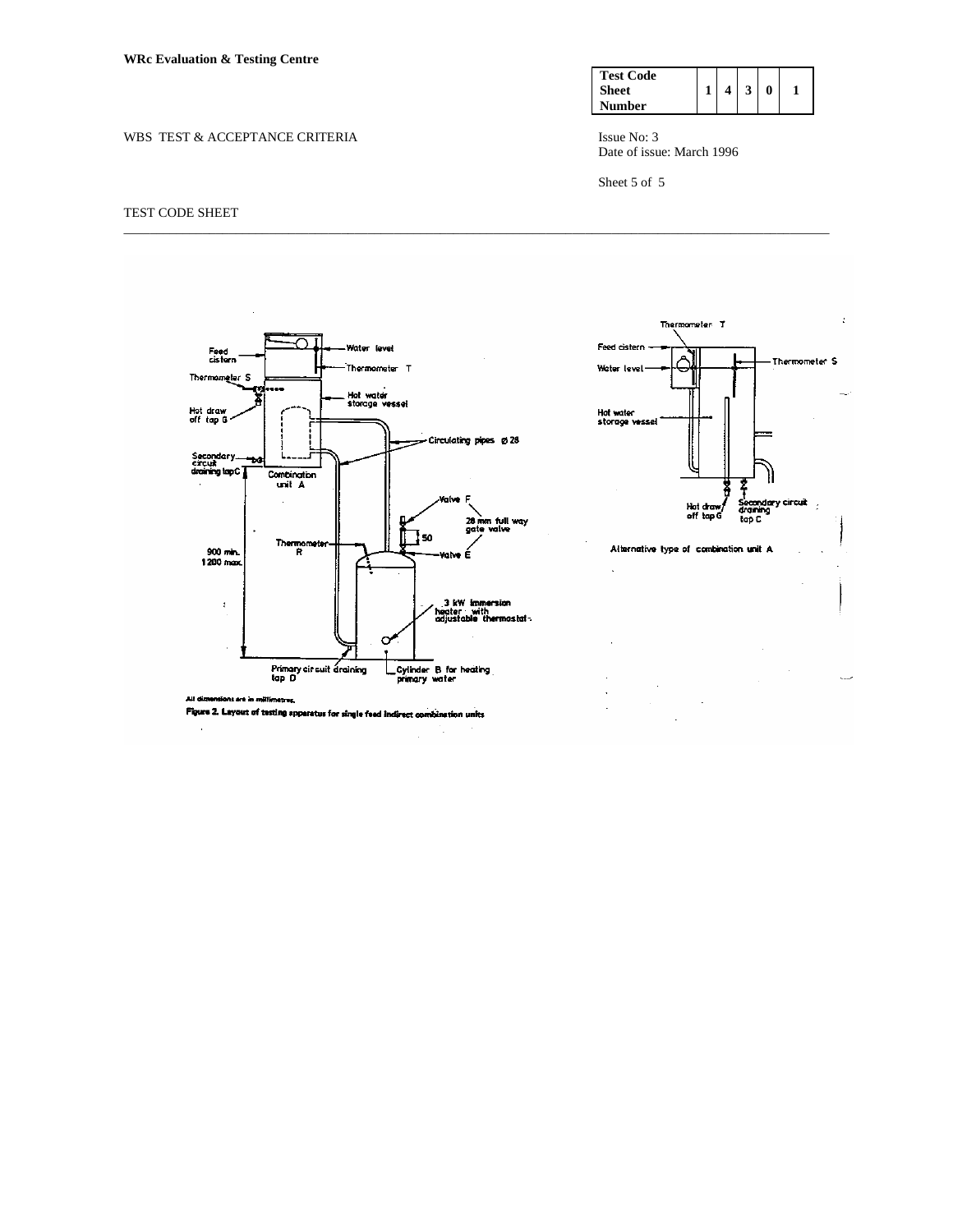**WRc Evaluation & Testing Centre**

| Test Code Sheet Number | 1 | 4 | 3 | 0 | 1 |
|---|---|---|---|---|---|

WBS TEST & ACCEPTANCE CRITERIA

Issue No: 3
Date of issue: March 1996

TEST CODE SHEET

Feed cistern
Water level
Thermometer T
Thermometer S
Hot water storage vessel
Hot draw off tap G
Circulating pipes Ø 28
Secondary circuit draining tap C
Combination unit A
Valve F
28 mm full way gate valve
50
Thermometer R
Valve E
900 min.
1200 max.
3 kW immersion heater with adjustable thermostat
Primary circuit draining tap D
Cylinder B for heating primary water

Thermometer T
Feed cistern
Thermometer S
Water level
Hot water storage vessel
Hot draw off tap G
Secondary circuit draining tap C
Alternative type of combination unit A

All dimensions are in millimetres.

Figure 2. Layout of testing apparatus for single feed indirect combination units